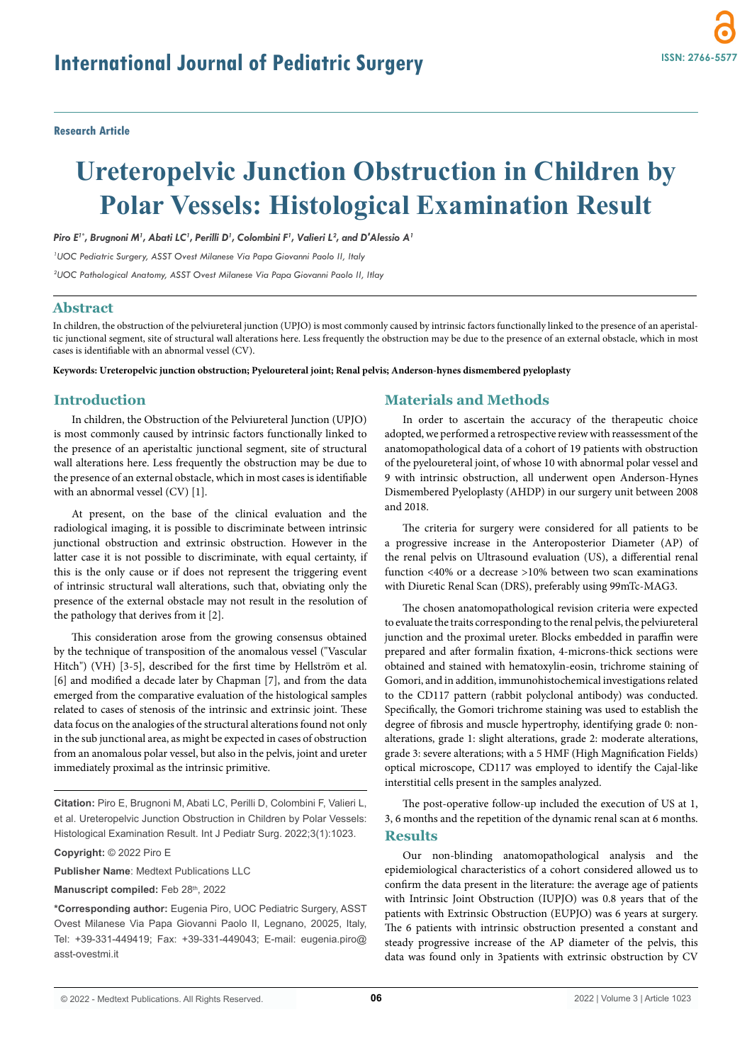# Ureteropelvic Junction Obstruction in Children by Polar Vessels: Histological Examination Result

*Piro E[1*], Brugnoni M[1], Abati LC[1], Perilli D[1], Colombini F[1], Valieri L[2], and D'Alessio A[1]*

[1]*UOC Pediatric Surgery, ASST Ovest Milanese Via Papa Giovanni Paolo II, Italy*

[2]*UOC Pathological Anatomy, ASST Ovest Milanese Via Papa Giovanni Paolo II, Itlay*

## Abstract

In children, the obstruction of the pelviureteral junction (UPJO) is most commonly caused by intrinsic factors functionally linked to the presence of an aperistaltic junctional segment, site of structural wall alterations here. Less frequently the obstruction may be due to the presence of an external obstacle, which in most cases is identifiable with an abnormal vessel (CV).

**Keywords: Ureteropelvic junction obstruction; Pyeloureteral joint; Renal pelvis; Anderson-hynes dismembered pyeloplasty**

## Introduction

In children, the Obstruction of the Pelviureteral Junction (UPJO) is most commonly caused by intrinsic factors functionally linked to the presence of an aperistaltic junctional segment, site of structural wall alterations here. Less frequently the obstruction may be due to the presence of an external obstacle, which in most cases is identifiable with an abnormal vessel (CV) [1].

At present, on the base of the clinical evaluation and the radiological imaging, it is possible to discriminate between intrinsic junctional obstruction and extrinsic obstruction. However in the latter case it is not possible to discriminate, with equal certainty, if this is the only cause or if does not represent the triggering event of intrinsic structural wall alterations, such that, obviating only the presence of the external obstacle may not result in the resolution of the pathology that derives from it [2].

This consideration arose from the growing consensus obtained by the technique of transposition of the anomalous vessel ("Vascular Hitch") (VH) [3-5], described for the first time by Hellström et al. [6] and modified a decade later by Chapman [7], and from the data emerged from the comparative evaluation of the histological samples related to cases of stenosis of the intrinsic and extrinsic joint. These data focus on the analogies of the structural alterations found not only in the sub junctional area, as might be expected in cases of obstruction from an anomalous polar vessel, but also in the pelvis, joint and ureter immediately proximal as the intrinsic primitive.

**Citation:** Piro E, Brugnoni M, Abati LC, Perilli D, Colombini F, Valieri L, et al. Ureteropelvic Junction Obstruction in Children by Polar Vessels: Histological Examination Result. Int J Pediatr Surg. 2022;3(1):1023.

**Copyright:** © 2022 Piro E

**Publisher Name**: Medtext Publications LLC

**Manuscript compiled:** Feb 28th, 2022

**\*Corresponding author:** Eugenia Piro, UOC Pediatric Surgery, ASST Ovest Milanese Via Papa Giovanni Paolo II, Legnano, 20025, Italy, Tel: +39-331-449419; Fax: +39-331-449043; E-mail: eugenia.piro@asst-ovestmi.it

## Materials and Methods

In order to ascertain the accuracy of the therapeutic choice adopted, we performed a retrospective review with reassessment of the anatomopathological data of a cohort of 19 patients with obstruction of the pyeloureteral joint, of whose 10 with abnormal polar vessel and 9 with intrinsic obstruction, all underwent open Anderson-Hynes Dismembered Pyeloplasty (AHDP) in our surgery unit between 2008 and 2018.

The criteria for surgery were considered for all patients to be a progressive increase in the Anteroposterior Diameter (AP) of the renal pelvis on Ultrasound evaluation (US), a differential renal function <40% or a decrease >10% between two scan examinations with Diuretic Renal Scan (DRS), preferably using 99mTc-MAG3.

The chosen anatomopathological revision criteria were expected to evaluate the traits corresponding to the renal pelvis, the pelviureteral junction and the proximal ureter. Blocks embedded in paraffin were prepared and after formalin fixation, 4-microns-thick sections were obtained and stained with hematoxylin-eosin, trichrome staining of Gomori, and in addition, immunohistochemical investigations related to the CD117 pattern (rabbit polyclonal antibody) was conducted. Specifically, the Gomori trichrome staining was used to establish the degree of fibrosis and muscle hypertrophy, identifying grade 0: non-alterations, grade 1: slight alterations, grade 2: moderate alterations, grade 3: severe alterations; with a 5 HMF (High Magnification Fields) optical microscope, CD117 was employed to identify the Cajal-like interstitial cells present in the samples analyzed.

The post-operative follow-up included the execution of US at 1, 3, 6 months and the repetition of the dynamic renal scan at 6 months.

## Results

Our non-blinding anatomopathological analysis and the epidemiological characteristics of a cohort considered allowed us to confirm the data present in the literature: the average age of patients with Intrinsic Joint Obstruction (IUPJO) was 0.8 years that of the patients with Extrinsic Obstruction (EUPJO) was 6 years at surgery. The 6 patients with intrinsic obstruction presented a constant and steady progressive increase of the AP diameter of the pelvis, this data was found only in 3patients with extrinsic obstruction by CV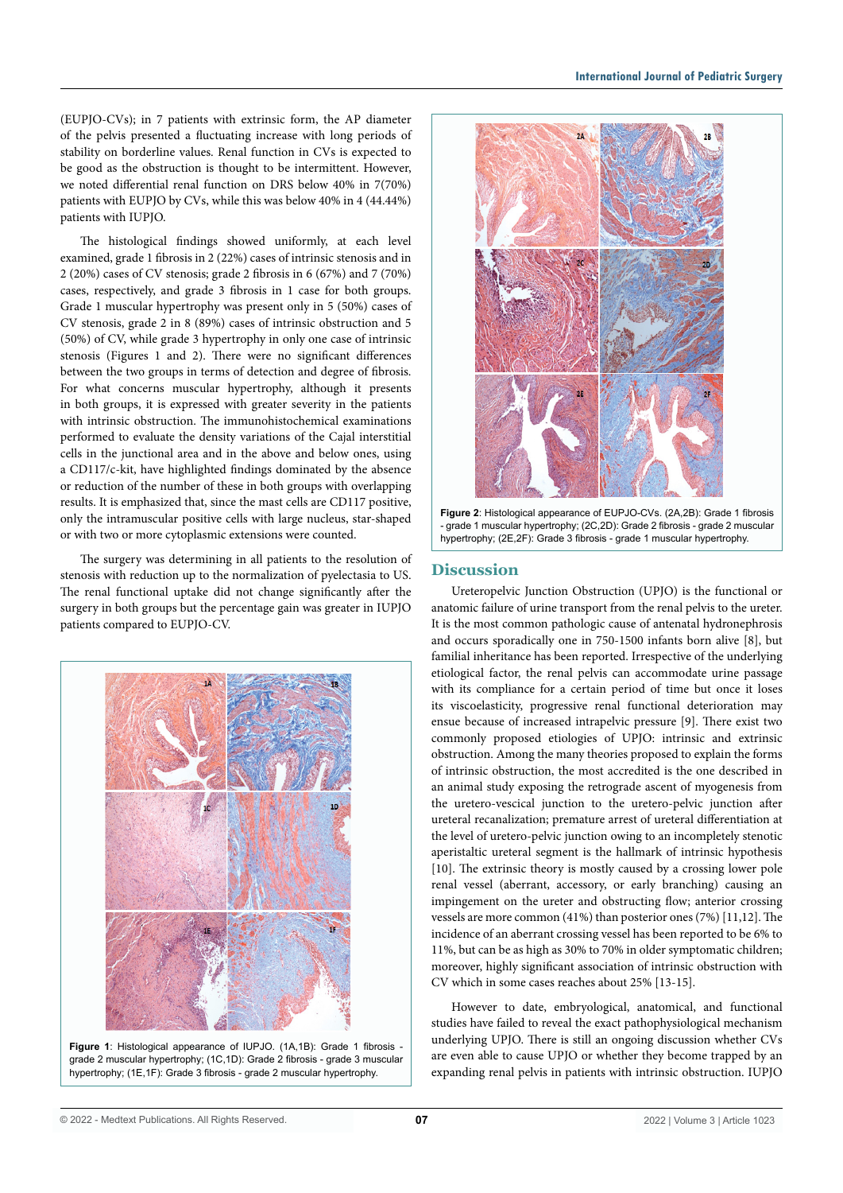(EUPJO-CVs); in 7 patients with extrinsic form, the AP diameter of the pelvis presented a fluctuating increase with long periods of stability on borderline values. Renal function in CVs is expected to be good as the obstruction is thought to be intermittent. However, we noted differential renal function on DRS below 40% in 7(70%) patients with EUPJO by CVs, while this was below 40% in 4 (44.44%) patients with IUPJO.

The histological findings showed uniformly, at each level examined, grade 1 fibrosis in 2 (22%) cases of intrinsic stenosis and in 2 (20%) cases of CV stenosis; grade 2 fibrosis in 6 (67%) and 7 (70%) cases, respectively, and grade 3 fibrosis in 1 case for both groups. Grade 1 muscular hypertrophy was present only in 5 (50%) cases of CV stenosis, grade 2 in 8 (89%) cases of intrinsic obstruction and 5 (50%) of CV, while grade 3 hypertrophy in only one case of intrinsic stenosis (Figures 1 and 2). There were no significant differences between the two groups in terms of detection and degree of fibrosis. For what concerns muscular hypertrophy, although it presents in both groups, it is expressed with greater severity in the patients with intrinsic obstruction. The immunohistochemical examinations performed to evaluate the density variations of the Cajal interstitial cells in the junctional area and in the above and below ones, using a CD117/c-kit, have highlighted findings dominated by the absence or reduction of the number of these in both groups with overlapping results. It is emphasized that, since the mast cells are CD117 positive, only the intramuscular positive cells with large nucleus, star-shaped or with two or more cytoplasmic extensions were counted.

The surgery was determining in all patients to the resolution of stenosis with reduction up to the normalization of pyelectasia to US. The renal functional uptake did not change significantly after the surgery in both groups but the percentage gain was greater in IUPJO patients compared to EUPJO-CV.

**Figure 1**: Histological appearance of IUPJO. (1A,1B): Grade 1 fibrosis - grade 2 muscular hypertrophy; (1C,1D): Grade 2 fibrosis - grade 3 muscular hypertrophy; (1E,1F): Grade 3 fibrosis - grade 2 muscular hypertrophy.

**Figure 2**: Histological appearance of EUPJO-CVs. (2A,2B): Grade 1 fibrosis - grade 1 muscular hypertrophy; (2C,2D): Grade 2 fibrosis - grade 2 muscular hypertrophy; (2E,2F): Grade 3 fibrosis - grade 1 muscular hypertrophy.

## Discussion

Ureteropelvic Junction Obstruction (UPJO) is the functional or anatomic failure of urine transport from the renal pelvis to the ureter. It is the most common pathologic cause of antenatal hydronephrosis and occurs sporadically one in 750-1500 infants born alive [8], but familial inheritance has been reported. Irrespective of the underlying etiological factor, the renal pelvis can accommodate urine passage with its compliance for a certain period of time but once it loses its viscoelasticity, progressive renal functional deterioration may ensue because of increased intrapelvic pressure [9]. There exist two commonly proposed etiologies of UPJO: intrinsic and extrinsic obstruction. Among the many theories proposed to explain the forms of intrinsic obstruction, the most accredited is the one described in an animal study exposing the retrograde ascent of myogenesis from the uretero-vescical junction to the uretero-pelvic junction after ureteral recanalization; premature arrest of ureteral differentiation at the level of uretero-pelvic junction owing to an incompletely stenotic aperistaltic ureteral segment is the hallmark of intrinsic hypothesis [10]. The extrinsic theory is mostly caused by a crossing lower pole renal vessel (aberrant, accessory, or early branching) causing an impingement on the ureter and obstructing flow; anterior crossing vessels are more common (41%) than posterior ones (7%) [11,12]. The incidence of an aberrant crossing vessel has been reported to be 6% to 11%, but can be as high as 30% to 70% in older symptomatic children; moreover, highly significant association of intrinsic obstruction with CV which in some cases reaches about 25% [13-15].

However to date, embryological, anatomical, and functional studies have failed to reveal the exact pathophysiological mechanism underlying UPJO. There is still an ongoing discussion whether CVs are even able to cause UPJO or whether they become trapped by an expanding renal pelvis in patients with intrinsic obstruction. IUPJO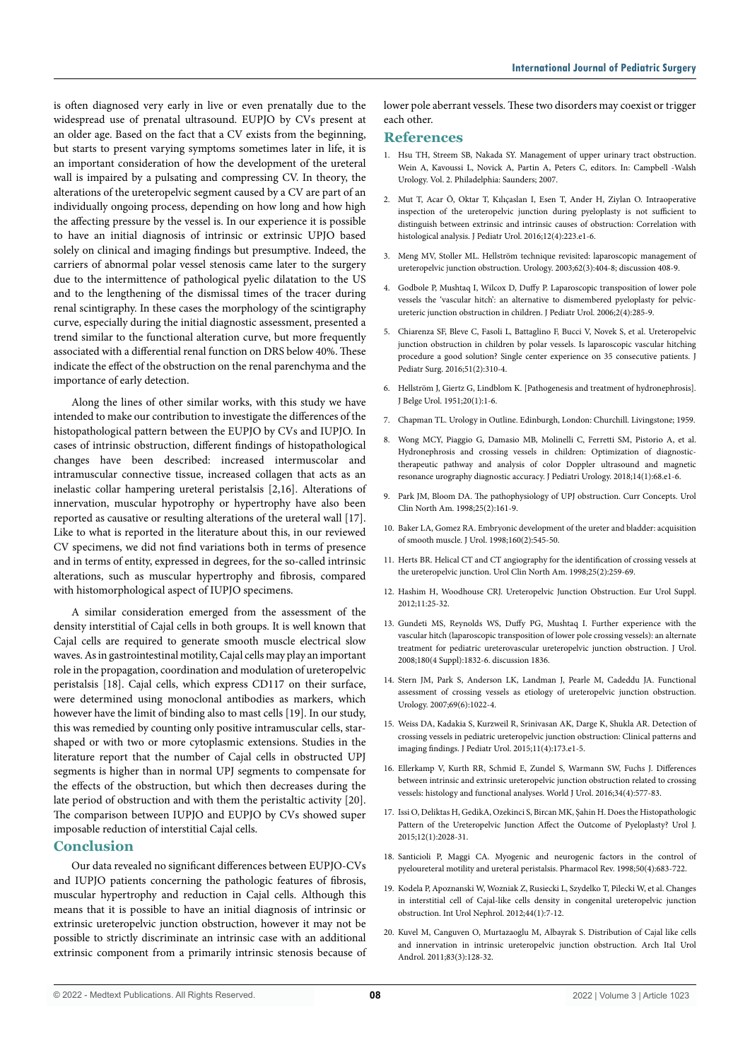is often diagnosed very early in live or even prenatally due to the widespread use of prenatal ultrasound. EUPJO by CVs present at an older age. Based on the fact that a CV exists from the beginning, but starts to present varying symptoms sometimes later in life, it is an important consideration of how the development of the ureteral wall is impaired by a pulsating and compressing CV. In theory, the alterations of the ureteropelvic segment caused by a CV are part of an individually ongoing process, depending on how long and how high the affecting pressure by the vessel is. In our experience it is possible to have an initial diagnosis of intrinsic or extrinsic UPJO based solely on clinical and imaging findings but presumptive. Indeed, the carriers of abnormal polar vessel stenosis came later to the surgery due to the intermittence of pathological pyelic dilatation to the US and to the lengthening of the dismissal times of the tracer during renal scintigraphy. In these cases the morphology of the scintigraphy curve, especially during the initial diagnostic assessment, presented a trend similar to the functional alteration curve, but more frequently associated with a differential renal function on DRS below 40%. These indicate the effect of the obstruction on the renal parenchyma and the importance of early detection.

Along the lines of other similar works, with this study we have intended to make our contribution to investigate the differences of the histopathological pattern between the EUPJO by CVs and IUPJO. In cases of intrinsic obstruction, different findings of histopathological changes have been described: increased intermuscular and intramuscular connective tissue, increased collagen that acts as an inelastic collar hampering ureteral peristalsis [2,16]. Alterations of innervation, muscular hypotrophy or hypertrophy have also been reported as causative or resulting alterations of the ureteral wall [17]. Like to what is reported in the literature about this, in our reviewed CV specimens, we did not find variations both in terms of presence and in terms of entity, expressed in degrees, for the so-called intrinsic alterations, such as muscular hypertrophy and fibrosis, compared with histomorphological aspect of IUPJO specimens.

A similar consideration emerged from the assessment of the density interstitial of Cajal cells in both groups. It is well known that Cajal cells are required to generate smooth muscle electrical slow waves. As in gastrointestinal motility, Cajal cells may play an important role in the propagation, coordination and modulation of ureteropelvic peristalsis [18]. Cajal cells, which express CD117 on their surface, were determined using monoclonal antibodies as markers, which however have the limit of binding also to mast cells [19]. In our study, this was remedied by counting only positive intramuscular cells, star-shaped or with two or more cytoplasmic extensions. Studies in the literature report that the number of Cajal cells in obstructed UPJ segments is higher than in normal UPJ segments to compensate for the effects of the obstruction, but which then decreases during the late period of obstruction and with them the peristaltic activity [20]. The comparison between IUPJO and EUPJO by CVs showed super imposable reduction of interstitial Cajal cells.

## Conclusion

Our data revealed no significant differences between EUPJO-CVs and IUPJO patients concerning the pathologic features of fibrosis, muscular hypertrophy and reduction in Cajal cells. Although this means that it is possible to have an initial diagnosis of intrinsic or extrinsic ureteropelvic junction obstruction, however it may not be possible to strictly discriminate an intrinsic case with an additional extrinsic component from a primarily intrinsic stenosis because of lower pole aberrant vessels. These two disorders may coexist or trigger each other.

## References

1. Hsu TH, Streem SB, Nakada SY. Management of upper urinary tract obstruction. Wein A, Kavoussi L, Novick A, Partin A, Peters C, editors. In: Campbell -Walsh Urology. Vol. 2. Philadelphia: Saunders; 2007.
2. Mut T, Acar Ö, Oktar T, Kılıçaslan I, Esen T, Ander H, Ziylan O. Intraoperative inspection of the ureteropelvic junction during pyeloplasty is not sufficient to distinguish between extrinsic and intrinsic causes of obstruction: Correlation with histological analysis. J Pediatr Urol. 2016;12(4):223.e1-6.
3. Meng MV, Stoller ML. Hellström technique revisited: laparoscopic management of ureteropelvic junction obstruction. Urology. 2003;62(3):404-8; discussion 408-9.
4. Godbole P, Mushtaq I, Wilcox D, Duffy P. Laparoscopic transposition of lower pole vessels the 'vascular hitch': an alternative to dismembered pyeloplasty for pelvic-ureteric junction obstruction in children. J Pediatr Urol. 2006;2(4):285-9.
5. Chiarenza SF, Bleve C, Fasoli L, Battaglino F, Bucci V, Novek S, et al. Ureteropelvic junction obstruction in children by polar vessels. Is laparoscopic vascular hitching procedure a good solution? Single center experience on 35 consecutive patients. J Pediatr Surg. 2016;51(2):310-4.
6. Hellström J, Giertz G, Lindblom K. [Pathogenesis and treatment of hydronephrosis]. J Belge Urol. 1951;20(1):1-6.
7. Chapman TL. Urology in Outline. Edinburgh, London: Churchill. Livingstone; 1959.
8. Wong MCY, Piaggio G, Damasio MB, Molinelli C, Ferretti SM, Pistorio A, et al. Hydronephrosis and crossing vessels in children: Optimization of diagnostic-therapeutic pathway and analysis of color Doppler ultrasound and magnetic resonance urography diagnostic accuracy. J Pediatri Urology. 2018;14(1):68.e1-6.
9. Park JM, Bloom DA. The pathophysiology of UPJ obstruction. Curr Concepts. Urol Clin North Am. 1998;25(2):161-9.
10. Baker LA, Gomez RA. Embryonic development of the ureter and bladder: acquisition of smooth muscle. J Urol. 1998;160(2):545-50.
11. Herts BR. Helical CT and CT angiography for the identification of crossing vessels at the ureteropelvic junction. Urol Clin North Am. 1998;25(2):259-69.
12. Hashim H, Woodhouse CRJ. Ureteropelvic Junction Obstruction. Eur Urol Suppl. 2012;11:25-32.
13. Gundeti MS, Reynolds WS, Duffy PG, Mushtaq I. Further experience with the vascular hitch (laparoscopic transposition of lower pole crossing vessels): an alternate treatment for pediatric ureterovascular ureteropelvic junction obstruction. J Urol. 2008;180(4 Suppl):1832-6. discussion 1836.
14. Stern JM, Park S, Anderson LK, Landman J, Pearle M, Cadeddu JA. Functional assessment of crossing vessels as etiology of ureteropelvic junction obstruction. Urology. 2007;69(6):1022-4.
15. Weiss DA, Kadakia S, Kurzweil R, Srinivasan AK, Darge K, Shukla AR. Detection of crossing vessels in pediatric ureteropelvic junction obstruction: Clinical patterns and imaging findings. J Pediatr Urol. 2015;11(4):173.e1-5.
16. Ellerkamp V, Kurth RR, Schmid E, Zundel S, Warmann SW, Fuchs J. Differences between intrinsic and extrinsic ureteropelvic junction obstruction related to crossing vessels: histology and functional analyses. World J Urol. 2016;34(4):577-83.
17. Issi O, Deliktas H, GedikA, Ozekinci S, Bircan MK, Şahin H. Does the Histopathologic Pattern of the Ureteropelvic Junction Affect the Outcome of Pyeloplasty? Urol J. 2015;12(1):2028-31.
18. Santicioli P, Maggi CA. Myogenic and neurogenic factors in the control of pyeloureteral motility and ureteral peristalsis. Pharmacol Rev. 1998;50(4):683-722.
19. Kodela P, Apoznanski W, Wozniak Z, Rusiecki L, Szydelko T, Pilecki W, et al. Changes in interstitial cell of Cajal-like cells density in congenital ureteropelvic junction obstruction. Int Urol Nephrol. 2012;44(1):7-12.
20. Kuvel M, Canguven O, Murtazaoglu M, Albayrak S. Distribution of Cajal like cells and innervation in intrinsic ureteropelvic junction obstruction. Arch Ital Urol Androl. 2011;83(3):128-32.